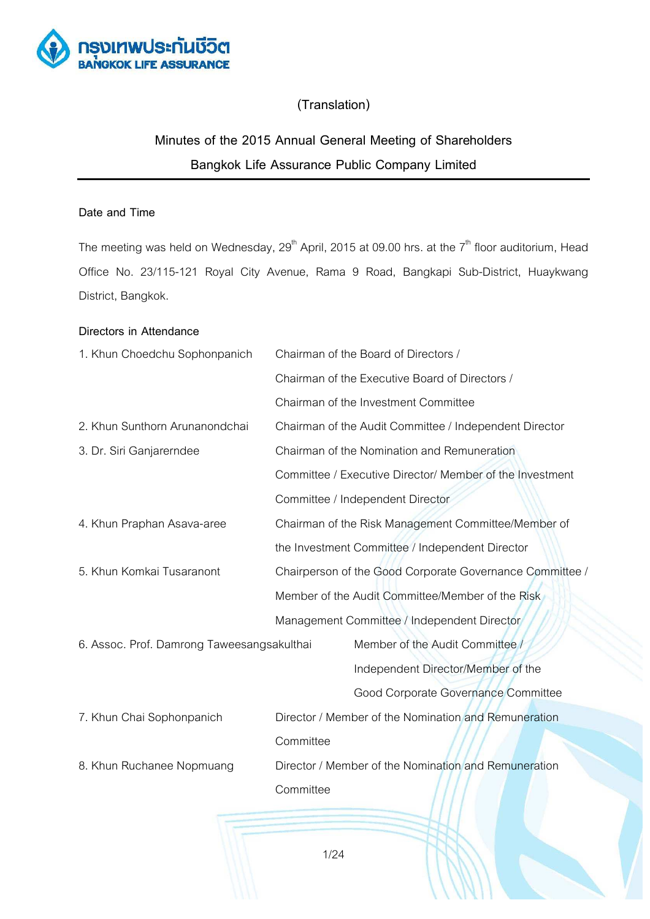(Translation)

# Minutes of the 2015 Annual General Meeting of Shareholders
## Bangkok Life Assurance Public Company Limited

**Date and Time**

The meeting was held on Wednesday, 29th April, 2015 at 09.00 hrs. at the 7th floor auditorium, Head Office No. 23/115-121 Royal City Avenue, Rama 9 Road, Bangkapi Sub-District, Huaykwang District, Bangkok.

**Directors in Attendance**

| | |
|---|---|
| 1. Khun Choedchu Sophonpanich | Chairman of the Board of Directors / Chairman of the Executive Board of Directors / Chairman of the Investment Committee |
| 2. Khun Sunthorn Arunanondchai | Chairman of the Audit Committee / Independent Director |
| 3. Dr. Siri Ganjarerndee | Chairman of the Nomination and Remuneration Committee / Executive Director/ Member of the Investment Committee / Independent Director |
| 4. Khun Praphan Asava-aree | Chairman of the Risk Management Committee/Member of the Investment Committee / Independent Director |
| 5. Khun Komkai Tusaranont | Chairperson of the Good Corporate Governance Committee / Member of the Audit Committee/Member of the Risk Management Committee / Independent Director |
| 6. Assoc. Prof. Damrong Taweesangsakulthai | Member of the Audit Committee / Independent Director/Member of the Good Corporate Governance Committee |
| 7. Khun Chai Sophonpanich | Director / Member of the Nomination and Remuneration Committee |
| 8. Khun Ruchanee Nopmuang | Director / Member of the Nomination and Remuneration Committee |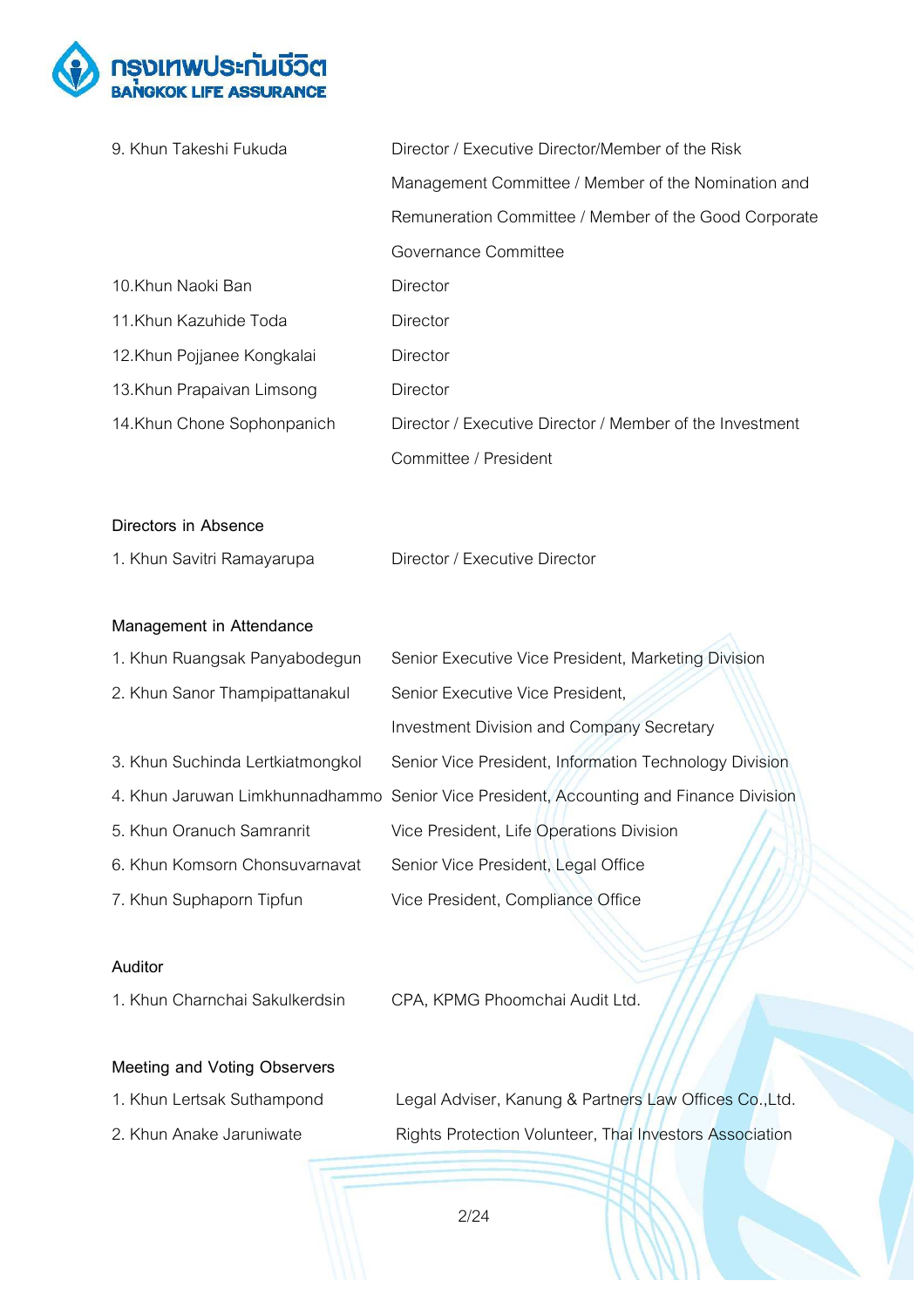| | |
|---|---|
| 9. Khun Takeshi Fukuda | Director / Executive Director/Member of the Risk Management Committee / Member of the Nomination and Remuneration Committee / Member of the Good Corporate Governance Committee |
| 10.Khun Naoki Ban | Director |
| 11.Khun Kazuhide Toda | Director |
| 12.Khun Pojjanee Kongkalai | Director |
| 13.Khun Prapaivan Limsong | Director |
| 14.Khun Chone Sophonpanich | Director / Executive Director / Member of the Investment Committee / President |

**Directors in Absence**

| | |
|---|---|
| 1. Khun Savitri Ramayarupa | Director / Executive Director |

**Management in Attendance**

| | |
|---|---|
| 1. Khun Ruangsak Panyabodegun | Senior Executive Vice President, Marketing Division |
| 2. Khun Sanor Thampipattanakul | Senior Executive Vice President, Investment Division and Company Secretary |
| 3. Khun Suchinda Lertkiatmongkol | Senior Vice President, Information Technology Division |
| 4. Khun Jaruwan Limkhunnadhammo | Senior Vice President, Accounting and Finance Division |
| 5. Khun Oranuch Samranrit | Vice President, Life Operations Division |
| 6. Khun Komsorn Chonsuvarnavat | Senior Vice President, Legal Office |
| 7. Khun Suphaporn Tipfun | Vice President, Compliance Office |

**Auditor**

| | |
|---|---|
| 1. Khun Charnchai Sakulkerdsin | CPA, KPMG Phoomchai Audit Ltd. |

**Meeting and Voting Observers**

| | |
|---|---|
| 1. Khun Lertsak Suthampond | Legal Adviser, Kanung & Partners Law Offices Co.,Ltd. |
| 2. Khun Anake Jaruniwate | Rights Protection Volunteer, Thai Investors Association |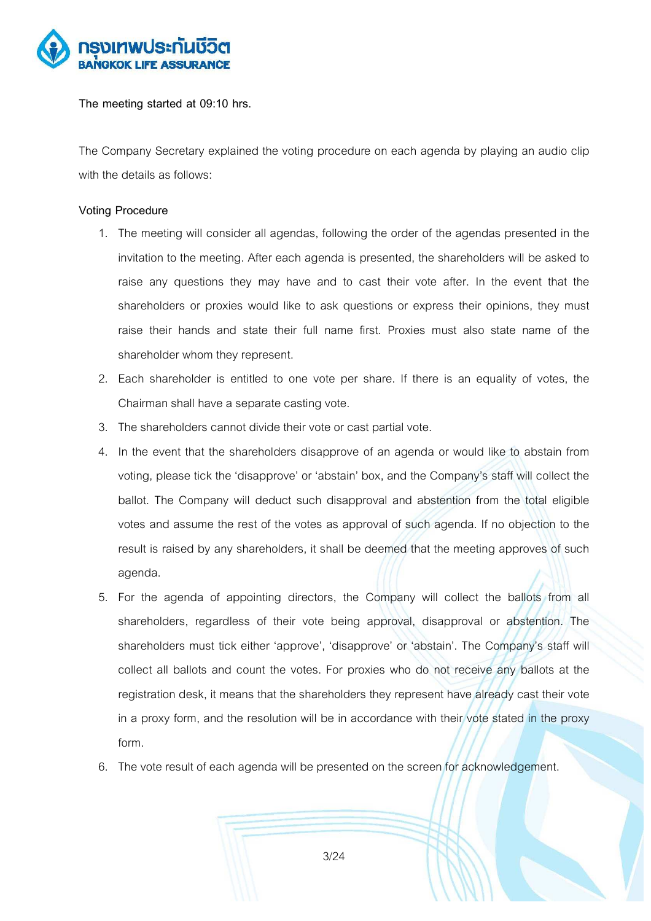The meeting started at 09:10 hrs.

The Company Secretary explained the voting procedure on each agenda by playing an audio clip with the details as follows:

Voting Procedure

1. The meeting will consider all agendas, following the order of the agendas presented in the invitation to the meeting. After each agenda is presented, the shareholders will be asked to raise any questions they may have and to cast their vote after. In the event that the shareholders or proxies would like to ask questions or express their opinions, they must raise their hands and state their full name first. Proxies must also state name of the shareholder whom they represent.
2. Each shareholder is entitled to one vote per share. If there is an equality of votes, the Chairman shall have a separate casting vote.
3. The shareholders cannot divide their vote or cast partial vote.
4. In the event that the shareholders disapprove of an agenda or would like to abstain from voting, please tick the 'disapprove' or 'abstain' box, and the Company's staff will collect the ballot. The Company will deduct such disapproval and abstention from the total eligible votes and assume the rest of the votes as approval of such agenda. If no objection to the result is raised by any shareholders, it shall be deemed that the meeting approves of such agenda.
5. For the agenda of appointing directors, the Company will collect the ballots from all shareholders, regardless of their vote being approval, disapproval or abstention. The shareholders must tick either 'approve', 'disapprove' or 'abstain'. The Company's staff will collect all ballots and count the votes. For proxies who do not receive any ballots at the registration desk, it means that the shareholders they represent have already cast their vote in a proxy form, and the resolution will be in accordance with their vote stated in the proxy form.
6. The vote result of each agenda will be presented on the screen for acknowledgement.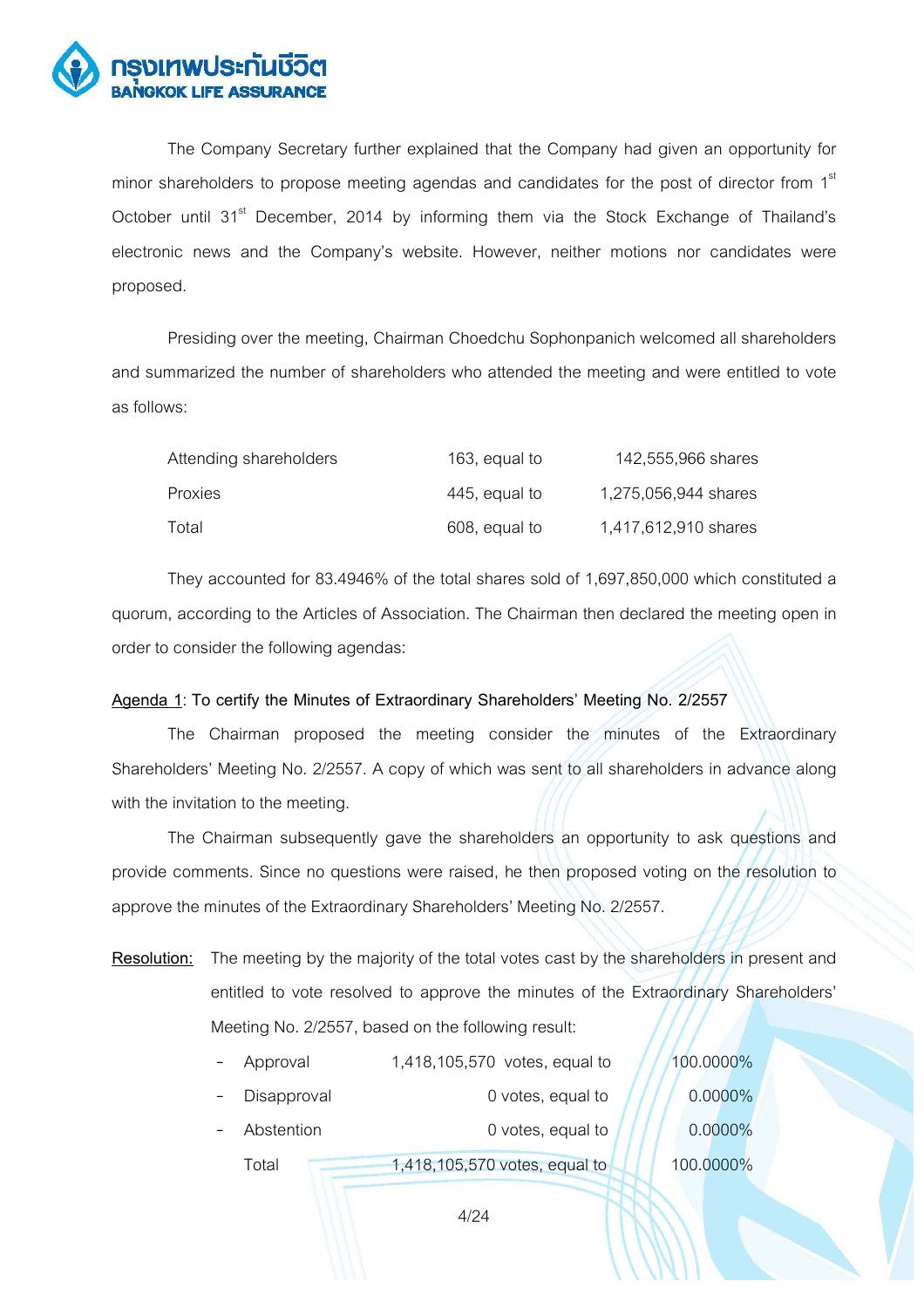The Company Secretary further explained that the Company had given an opportunity for minor shareholders to propose meeting agendas and candidates for the post of director from 1st October until 31st December, 2014 by informing them via the Stock Exchange of Thailand's electronic news and the Company's website. However, neither motions nor candidates were proposed.

Presiding over the meeting, Chairman Choedchu Sophonpanich welcomed all shareholders and summarized the number of shareholders who attended the meeting and were entitled to vote as follows:

| | | |
|---|---|---|
| Attending shareholders | 163, equal to | 142,555,966 shares |
| Proxies | 445, equal to | 1,275,056,944 shares |
| Total | 608, equal to | 1,417,612,910 shares |

They accounted for 83.4946% of the total shares sold of 1,697,850,000 which constituted a quorum, according to the Articles of Association. The Chairman then declared the meeting open in order to consider the following agendas:

**Agenda 1: To certify the Minutes of Extraordinary Shareholders' Meeting No. 2/2557**

The Chairman proposed the meeting consider the minutes of the Extraordinary Shareholders' Meeting No. 2/2557. A copy of which was sent to all shareholders in advance along with the invitation to the meeting.

The Chairman subsequently gave the shareholders an opportunity to ask questions and provide comments. Since no questions were raised, he then proposed voting on the resolution to approve the minutes of the Extraordinary Shareholders' Meeting No. 2/2557.

**Resolution:** The meeting by the majority of the total votes cast by the shareholders in present and entitled to vote resolved to approve the minutes of the Extraordinary Shareholders' Meeting No. 2/2557, based on the following result:

| | | |
|---|---|---|
| - Approval | 1,418,105,570 votes, equal to | 100.0000% |
| - Disapproval | 0 votes, equal to | 0.0000% |
| - Abstention | 0 votes, equal to | 0.0000% |
| Total | 1,418,105,570 votes, equal to | 100.0000% |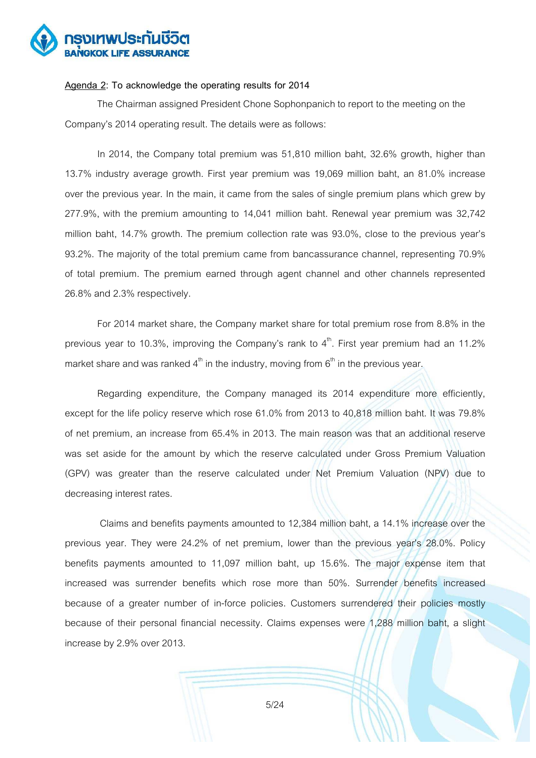Agenda 2: To acknowledge the operating results for 2014

The Chairman assigned President Chone Sophonpanich to report to the meeting on the Company's 2014 operating result. The details were as follows:

In 2014, the Company total premium was 51,810 million baht, 32.6% growth, higher than 13.7% industry average growth. First year premium was 19,069 million baht, an 81.0% increase over the previous year. In the main, it came from the sales of single premium plans which grew by 277.9%, with the premium amounting to 14,041 million baht. Renewal year premium was 32,742 million baht, 14.7% growth. The premium collection rate was 93.0%, close to the previous year's 93.2%. The majority of the total premium came from bancassurance channel, representing 70.9% of total premium. The premium earned through agent channel and other channels represented 26.8% and 2.3% respectively.

For 2014 market share, the Company market share for total premium rose from 8.8% in the previous year to 10.3%, improving the Company's rank to 4th. First year premium had an 11.2% market share and was ranked 4th in the industry, moving from 6th in the previous year.

Regarding expenditure, the Company managed its 2014 expenditure more efficiently, except for the life policy reserve which rose 61.0% from 2013 to 40,818 million baht. It was 79.8% of net premium, an increase from 65.4% in 2013. The main reason was that an additional reserve was set aside for the amount by which the reserve calculated under Gross Premium Valuation (GPV) was greater than the reserve calculated under Net Premium Valuation (NPV) due to decreasing interest rates.

Claims and benefits payments amounted to 12,384 million baht, a 14.1% increase over the previous year. They were 24.2% of net premium, lower than the previous year's 28.0%. Policy benefits payments amounted to 11,097 million baht, up 15.6%. The major expense item that increased was surrender benefits which rose more than 50%. Surrender benefits increased because of a greater number of in-force policies. Customers surrendered their policies mostly because of their personal financial necessity. Claims expenses were 1,288 million baht, a slight increase by 2.9% over 2013.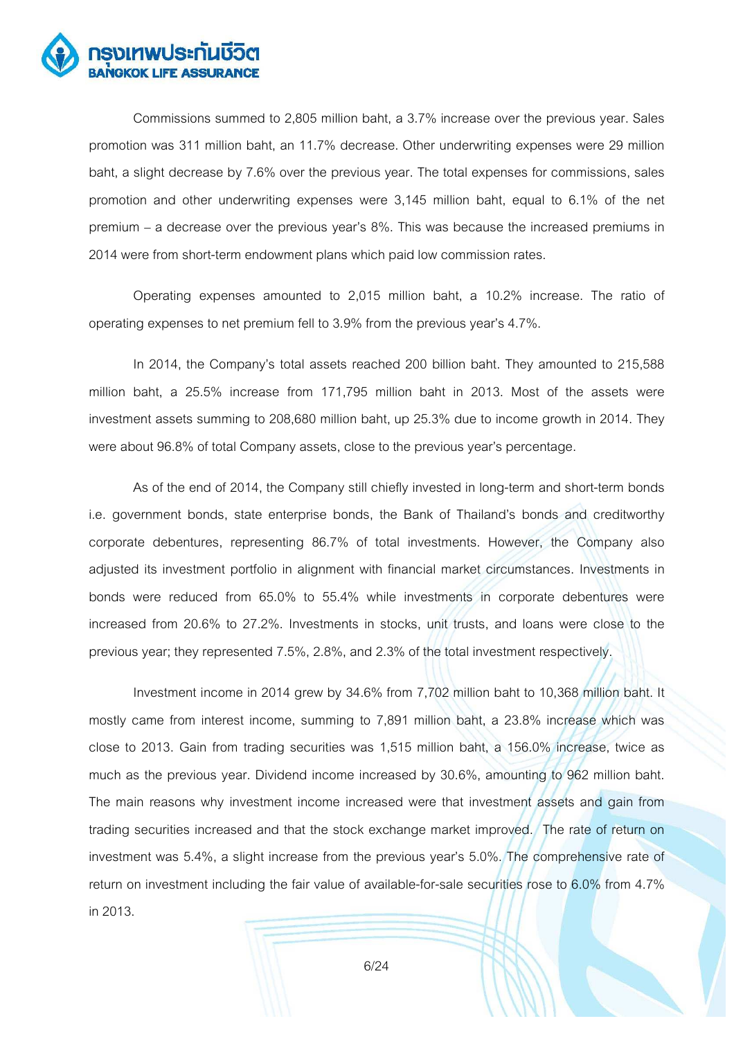Commissions summed to 2,805 million baht, a 3.7% increase over the previous year. Sales promotion was 311 million baht, an 11.7% decrease. Other underwriting expenses were 29 million baht, a slight decrease by 7.6% over the previous year. The total expenses for commissions, sales promotion and other underwriting expenses were 3,145 million baht, equal to 6.1% of the net premium – a decrease over the previous year's 8%. This was because the increased premiums in 2014 were from short-term endowment plans which paid low commission rates.

Operating expenses amounted to 2,015 million baht, a 10.2% increase. The ratio of operating expenses to net premium fell to 3.9% from the previous year's 4.7%.

In 2014, the Company's total assets reached 200 billion baht. They amounted to 215,588 million baht, a 25.5% increase from 171,795 million baht in 2013. Most of the assets were investment assets summing to 208,680 million baht, up 25.3% due to income growth in 2014. They were about 96.8% of total Company assets, close to the previous year's percentage.

As of the end of 2014, the Company still chiefly invested in long-term and short-term bonds i.e. government bonds, state enterprise bonds, the Bank of Thailand's bonds and creditworthy corporate debentures, representing 86.7% of total investments. However, the Company also adjusted its investment portfolio in alignment with financial market circumstances. Investments in bonds were reduced from 65.0% to 55.4% while investments in corporate debentures were increased from 20.6% to 27.2%. Investments in stocks, unit trusts, and loans were close to the previous year; they represented 7.5%, 2.8%, and 2.3% of the total investment respectively.

Investment income in 2014 grew by 34.6% from 7,702 million baht to 10,368 million baht. It mostly came from interest income, summing to 7,891 million baht, a 23.8% increase which was close to 2013. Gain from trading securities was 1,515 million baht, a 156.0% increase, twice as much as the previous year. Dividend income increased by 30.6%, amounting to 962 million baht. The main reasons why investment income increased were that investment assets and gain from trading securities increased and that the stock exchange market improved. The rate of return on investment was 5.4%, a slight increase from the previous year's 5.0%. The comprehensive rate of return on investment including the fair value of available-for-sale securities rose to 6.0% from 4.7% in 2013.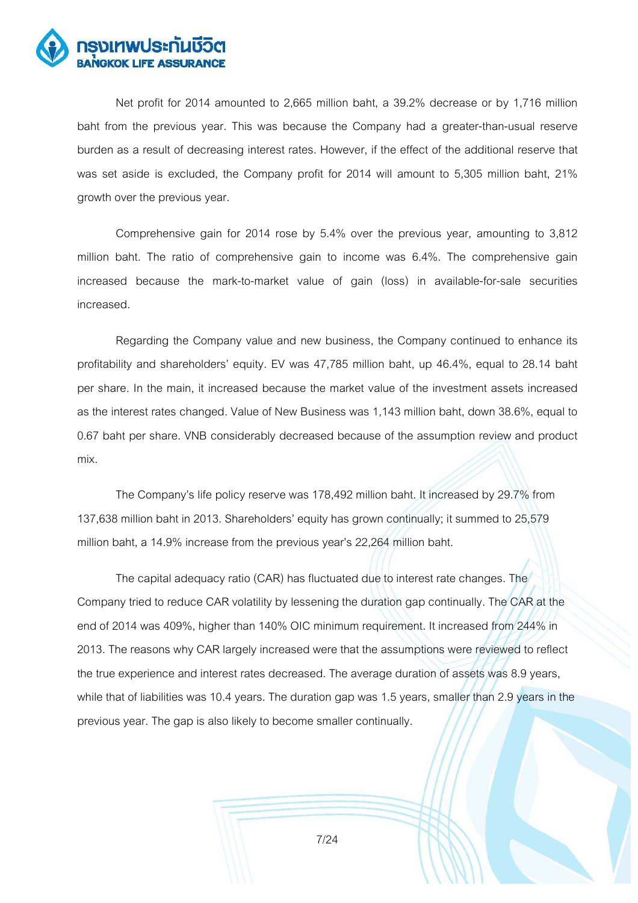Net profit for 2014 amounted to 2,665 million baht, a 39.2% decrease or by 1,716 million baht from the previous year. This was because the Company had a greater-than-usual reserve burden as a result of decreasing interest rates. However, if the effect of the additional reserve that was set aside is excluded, the Company profit for 2014 will amount to 5,305 million baht, 21% growth over the previous year.

Comprehensive gain for 2014 rose by 5.4% over the previous year, amounting to 3,812 million baht. The ratio of comprehensive gain to income was 6.4%. The comprehensive gain increased because the mark-to-market value of gain (loss) in available-for-sale securities increased.

Regarding the Company value and new business, the Company continued to enhance its profitability and shareholders' equity. EV was 47,785 million baht, up 46.4%, equal to 28.14 baht per share. In the main, it increased because the market value of the investment assets increased as the interest rates changed. Value of New Business was 1,143 million baht, down 38.6%, equal to 0.67 baht per share. VNB considerably decreased because of the assumption review and product mix.

The Company's life policy reserve was 178,492 million baht. It increased by 29.7% from 137,638 million baht in 2013. Shareholders' equity has grown continually; it summed to 25,579 million baht, a 14.9% increase from the previous year's 22,264 million baht.

The capital adequacy ratio (CAR) has fluctuated due to interest rate changes. The Company tried to reduce CAR volatility by lessening the duration gap continually. The CAR at the end of 2014 was 409%, higher than 140% OIC minimum requirement. It increased from 244% in 2013. The reasons why CAR largely increased were that the assumptions were reviewed to reflect the true experience and interest rates decreased. The average duration of assets was 8.9 years, while that of liabilities was 10.4 years. The duration gap was 1.5 years, smaller than 2.9 years in the previous year. The gap is also likely to become smaller continually.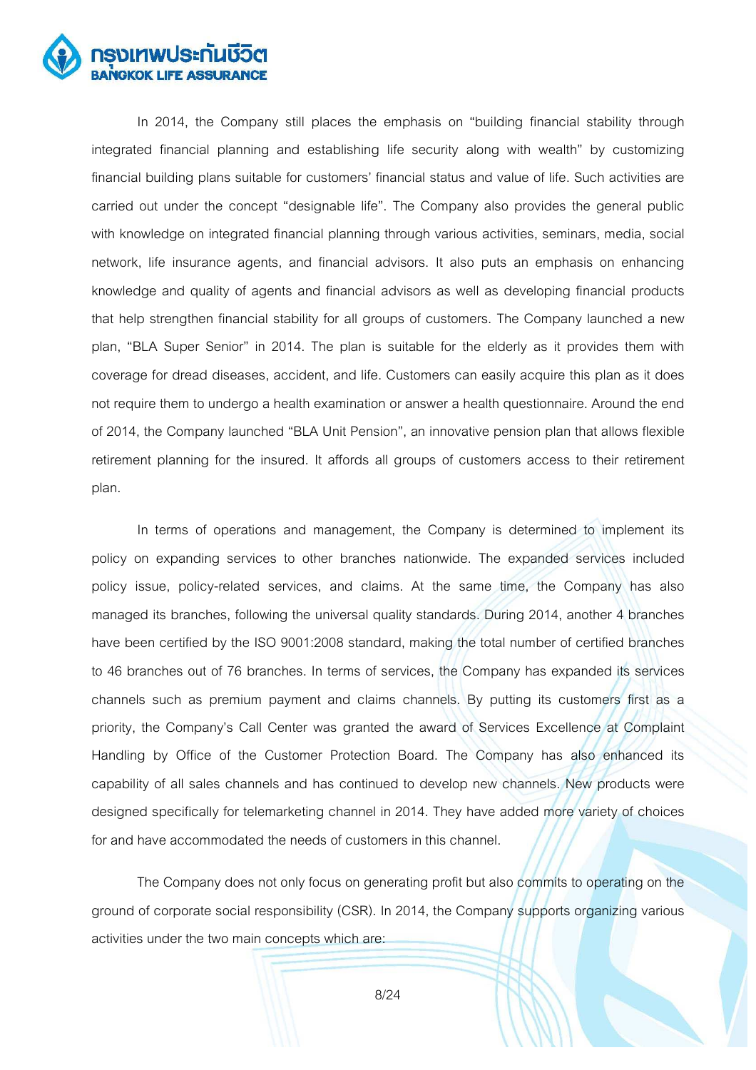In 2014, the Company still places the emphasis on "building financial stability through integrated financial planning and establishing life security along with wealth" by customizing financial building plans suitable for customers' financial status and value of life. Such activities are carried out under the concept "designable life". The Company also provides the general public with knowledge on integrated financial planning through various activities, seminars, media, social network, life insurance agents, and financial advisors. It also puts an emphasis on enhancing knowledge and quality of agents and financial advisors as well as developing financial products that help strengthen financial stability for all groups of customers. The Company launched a new plan, "BLA Super Senior" in 2014. The plan is suitable for the elderly as it provides them with coverage for dread diseases, accident, and life. Customers can easily acquire this plan as it does not require them to undergo a health examination or answer a health questionnaire. Around the end of 2014, the Company launched "BLA Unit Pension", an innovative pension plan that allows flexible retirement planning for the insured. It affords all groups of customers access to their retirement plan.

In terms of operations and management, the Company is determined to implement its policy on expanding services to other branches nationwide. The expanded services included policy issue, policy-related services, and claims. At the same time, the Company has also managed its branches, following the universal quality standards. During 2014, another 4 branches have been certified by the ISO 9001:2008 standard, making the total number of certified branches to 46 branches out of 76 branches. In terms of services, the Company has expanded its services channels such as premium payment and claims channels. By putting its customers first as a priority, the Company's Call Center was granted the award of Services Excellence at Complaint Handling by Office of the Customer Protection Board. The Company has also enhanced its capability of all sales channels and has continued to develop new channels. New products were designed specifically for telemarketing channel in 2014. They have added more variety of choices for and have accommodated the needs of customers in this channel.

The Company does not only focus on generating profit but also commits to operating on the ground of corporate social responsibility (CSR). In 2014, the Company supports organizing various activities under the two main concepts which are: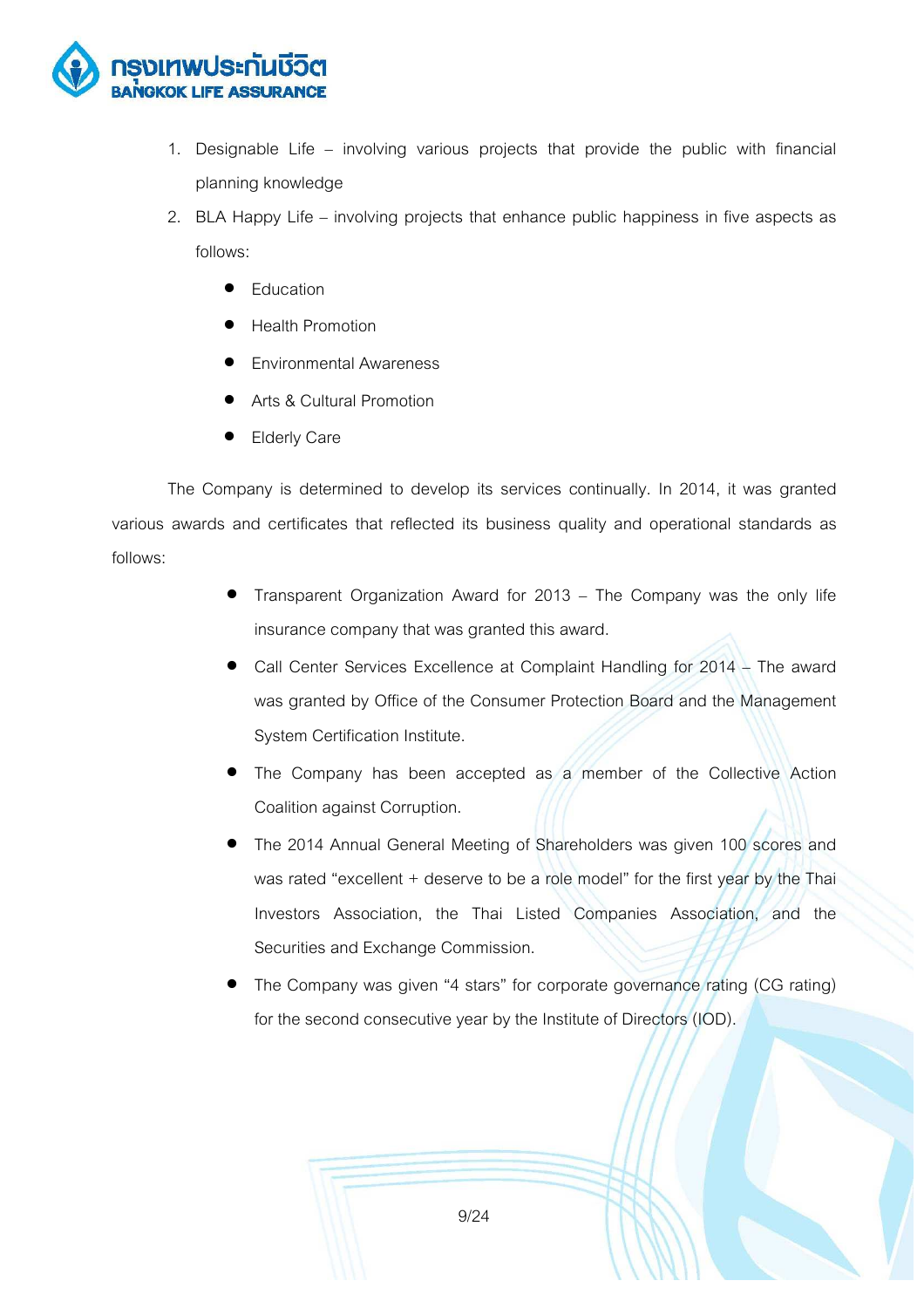1. Designable Life – involving various projects that provide the public with financial planning knowledge
2. BLA Happy Life – involving projects that enhance public happiness in five aspects as follows:
    - Education
    - Health Promotion
    - Environmental Awareness
    - Arts & Cultural Promotion
    - Elderly Care

The Company is determined to develop its services continually. In 2014, it was granted various awards and certificates that reflected its business quality and operational standards as follows:

- Transparent Organization Award for 2013 – The Company was the only life insurance company that was granted this award.
- Call Center Services Excellence at Complaint Handling for 2014 – The award was granted by Office of the Consumer Protection Board and the Management System Certification Institute.
- The Company has been accepted as a member of the Collective Action Coalition against Corruption.
- The 2014 Annual General Meeting of Shareholders was given 100 scores and was rated "excellent + deserve to be a role model" for the first year by the Thai Investors Association, the Thai Listed Companies Association, and the Securities and Exchange Commission.
- The Company was given "4 stars" for corporate governance rating (CG rating) for the second consecutive year by the Institute of Directors (IOD).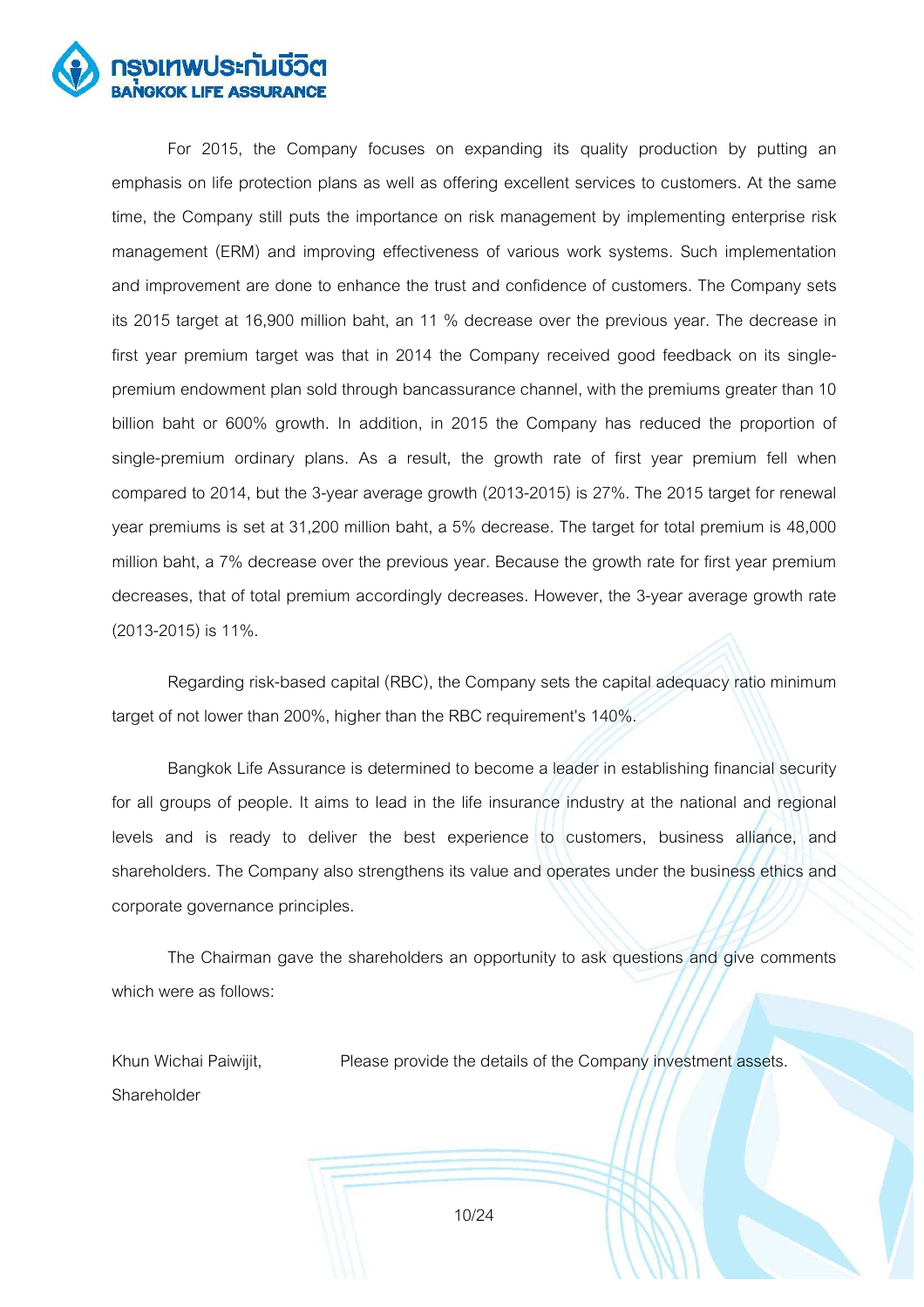For 2015, the Company focuses on expanding its quality production by putting an emphasis on life protection plans as well as offering excellent services to customers. At the same time, the Company still puts the importance on risk management by implementing enterprise risk management (ERM) and improving effectiveness of various work systems. Such implementation and improvement are done to enhance the trust and confidence of customers. The Company sets its 2015 target at 16,900 million baht, an 11 % decrease over the previous year. The decrease in first year premium target was that in 2014 the Company received good feedback on its single-premium endowment plan sold through bancassurance channel, with the premiums greater than 10 billion baht or 600% growth. In addition, in 2015 the Company has reduced the proportion of single-premium ordinary plans. As a result, the growth rate of first year premium fell when compared to 2014, but the 3-year average growth (2013-2015) is 27%. The 2015 target for renewal year premiums is set at 31,200 million baht, a 5% decrease. The target for total premium is 48,000 million baht, a 7% decrease over the previous year. Because the growth rate for first year premium decreases, that of total premium accordingly decreases. However, the 3-year average growth rate (2013-2015) is 11%.

Regarding risk-based capital (RBC), the Company sets the capital adequacy ratio minimum target of not lower than 200%, higher than the RBC requirement's 140%.

Bangkok Life Assurance is determined to become a leader in establishing financial security for all groups of people. It aims to lead in the life insurance industry at the national and regional levels and is ready to deliver the best experience to customers, business alliance, and shareholders. The Company also strengthens its value and operates under the business ethics and corporate governance principles.

The Chairman gave the shareholders an opportunity to ask questions and give comments which were as follows:

| | |
|---|---|
| Khun Wichai Paiwijit, Shareholder | Please provide the details of the Company investment assets. |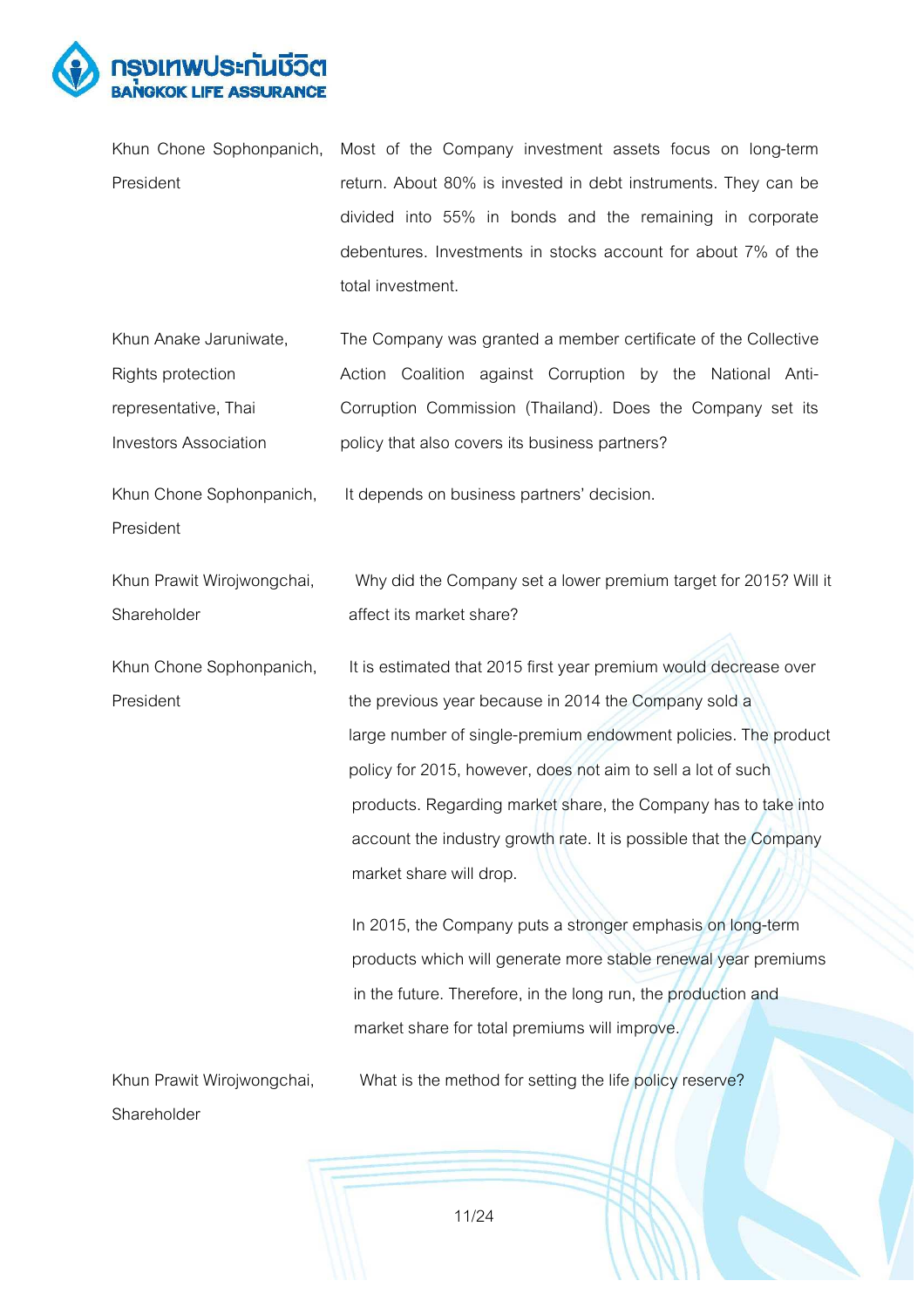| | |
|---|---|
| Khun Chone Sophonpanich, President | Most of the Company investment assets focus on long-term return. About 80% is invested in debt instruments. They can be divided into 55% in bonds and the remaining in corporate debentures. Investments in stocks account for about 7% of the total investment. |
| Khun Anake Jaruniwate, Rights protection representative, Thai Investors Association | The Company was granted a member certificate of the Collective Action Coalition against Corruption by the National Anti-Corruption Commission (Thailand). Does the Company set its policy that also covers its business partners? |
| Khun Chone Sophonpanich, President | It depends on business partners' decision. |
| Khun Prawit Wirojwongchai, Shareholder | Why did the Company set a lower premium target for 2015? Will it affect its market share? |
| Khun Chone Sophonpanich, President | It is estimated that 2015 first year premium would decrease over the previous year because in 2014 the Company sold a large number of single-premium endowment policies. The product policy for 2015, however, does not aim to sell a lot of such products. Regarding market share, the Company has to take into account the industry growth rate. It is possible that the Company market share will drop.<br><br>In 2015, the Company puts a stronger emphasis on long-term products which will generate more stable renewal year premiums in the future. Therefore, in the long run, the production and market share for total premiums will improve. |
| Khun Prawit Wirojwongchai, Shareholder | What is the method for setting the life policy reserve? |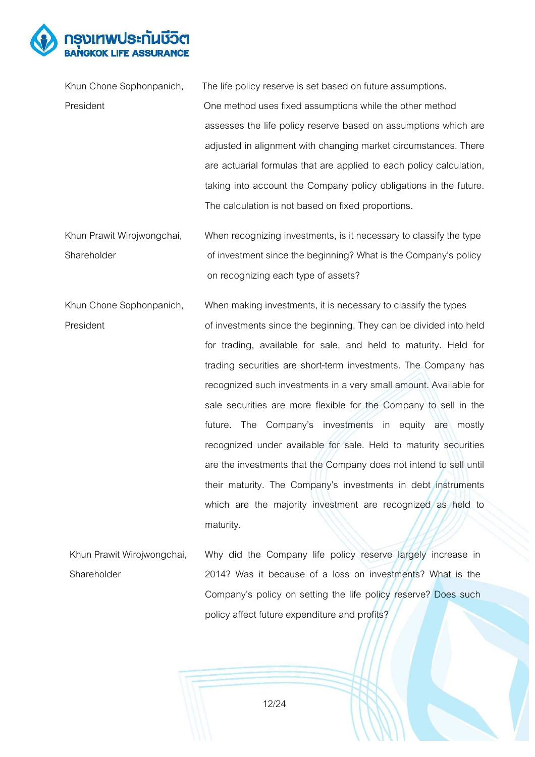Khun Chone Sophonpanich, President

The life policy reserve is set based on future assumptions. One method uses fixed assumptions while the other method assesses the life policy reserve based on assumptions which are adjusted in alignment with changing market circumstances. There are actuarial formulas that are applied to each policy calculation, taking into account the Company policy obligations in the future. The calculation is not based on fixed proportions.

Khun Prawit Wirojwongchai, Shareholder

When recognizing investments, is it necessary to classify the type of investment since the beginning? What is the Company's policy on recognizing each type of assets?

Khun Chone Sophonpanich, President

When making investments, it is necessary to classify the types of investments since the beginning. They can be divided into held for trading, available for sale, and held to maturity. Held for trading securities are short-term investments. The Company has recognized such investments in a very small amount. Available for sale securities are more flexible for the Company to sell in the future. The Company's investments in equity are mostly recognized under available for sale. Held to maturity securities are the investments that the Company does not intend to sell until their maturity. The Company's investments in debt instruments which are the majority investment are recognized as held to maturity.

Khun Prawit Wirojwongchai, Shareholder

Why did the Company life policy reserve largely increase in 2014? Was it because of a loss on investments? What is the Company's policy on setting the life policy reserve? Does such policy affect future expenditure and profits?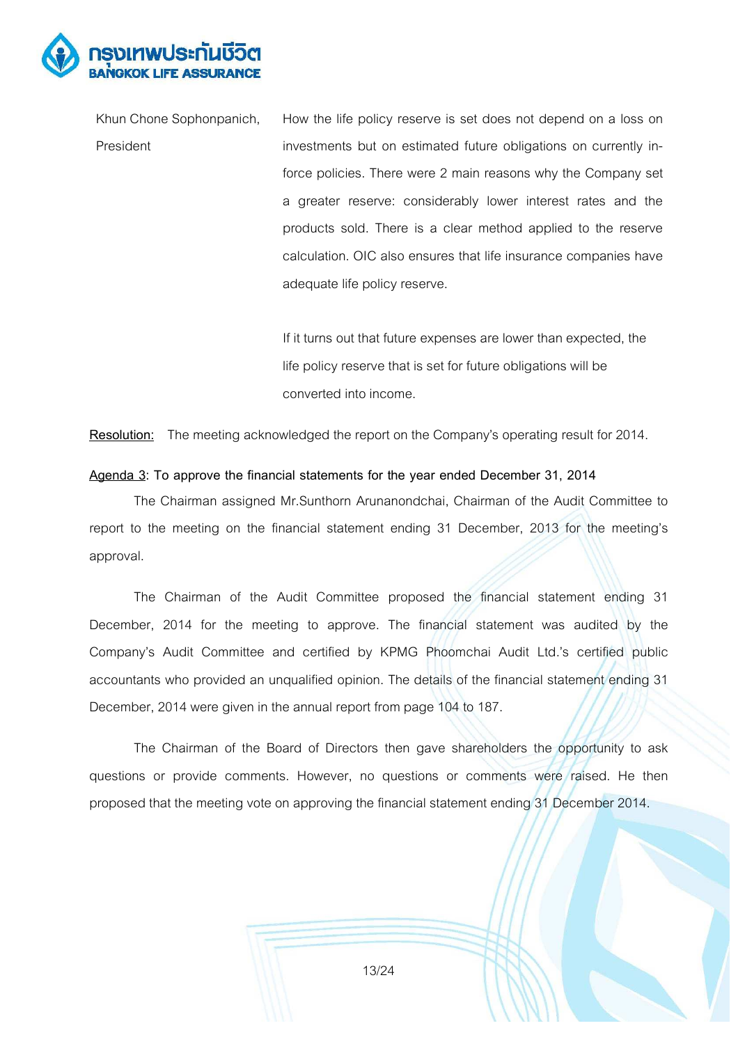| | |
|---|---|
| Khun Chone Sophonpanich, President | How the life policy reserve is set does not depend on a loss on investments but on estimated future obligations on currently in-force policies. There were 2 main reasons why the Company set a greater reserve: considerably lower interest rates and the products sold. There is a clear method applied to the reserve calculation. OIC also ensures that life insurance companies have adequate life policy reserve.<br><br>If it turns out that future expenses are lower than expected, the life policy reserve that is set for future obligations will be converted into income. |

**Resolution:** The meeting acknowledged the report on the Company's operating result for 2014.

**Agenda 3: To approve the financial statements for the year ended December 31, 2014**

The Chairman assigned Mr.Sunthorn Arunanondchai, Chairman of the Audit Committee to report to the meeting on the financial statement ending 31 December, 2013 for the meeting's approval.

The Chairman of the Audit Committee proposed the financial statement ending 31 December, 2014 for the meeting to approve. The financial statement was audited by the Company's Audit Committee and certified by KPMG Phoomchai Audit Ltd.'s certified public accountants who provided an unqualified opinion. The details of the financial statement ending 31 December, 2014 were given in the annual report from page 104 to 187.

The Chairman of the Board of Directors then gave shareholders the opportunity to ask questions or provide comments. However, no questions or comments were raised. He then proposed that the meeting vote on approving the financial statement ending 31 December 2014.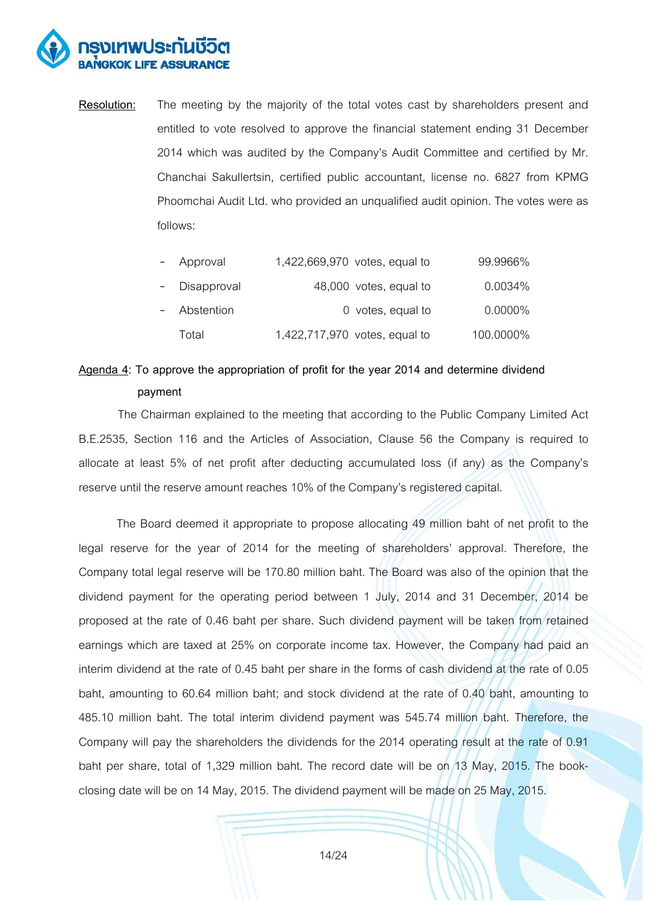**Resolution:** The meeting by the majority of the total votes cast by shareholders present and entitled to vote resolved to approve the financial statement ending 31 December 2014 which was audited by the Company's Audit Committee and certified by Mr. Chanchai Sakullertsin, certified public accountant, license no. 6827 from KPMG Phoomchai Audit Ltd. who provided an unqualified audit opinion. The votes were as follows:

| | | | |
|---|---|---|---|
| - Approval | 1,422,669,970 | votes, equal to | 99.9966% |
| - Disapproval | 48,000 | votes, equal to | 0.0034% |
| - Abstention | 0 | votes, equal to | 0.0000% |
| Total | 1,422,717,970 | votes, equal to | 100.0000% |

**Agenda 4: To approve the appropriation of profit for the year 2014 and determine dividend payment**

The Chairman explained to the meeting that according to the Public Company Limited Act B.E.2535, Section 116 and the Articles of Association, Clause 56 the Company is required to allocate at least 5% of net profit after deducting accumulated loss (if any) as the Company's reserve until the reserve amount reaches 10% of the Company's registered capital.

The Board deemed it appropriate to propose allocating 49 million baht of net profit to the legal reserve for the year of 2014 for the meeting of shareholders' approval. Therefore, the Company total legal reserve will be 170.80 million baht. The Board was also of the opinion that the dividend payment for the operating period between 1 July, 2014 and 31 December, 2014 be proposed at the rate of 0.46 baht per share. Such dividend payment will be taken from retained earnings which are taxed at 25% on corporate income tax. However, the Company had paid an interim dividend at the rate of 0.45 baht per share in the forms of cash dividend at the rate of 0.05 baht, amounting to 60.64 million baht; and stock dividend at the rate of 0.40 baht, amounting to 485.10 million baht. The total interim dividend payment was 545.74 million baht. Therefore, the Company will pay the shareholders the dividends for the 2014 operating result at the rate of 0.91 baht per share, total of 1,329 million baht. The record date will be on 13 May, 2015. The book-closing date will be on 14 May, 2015. The dividend payment will be made on 25 May, 2015.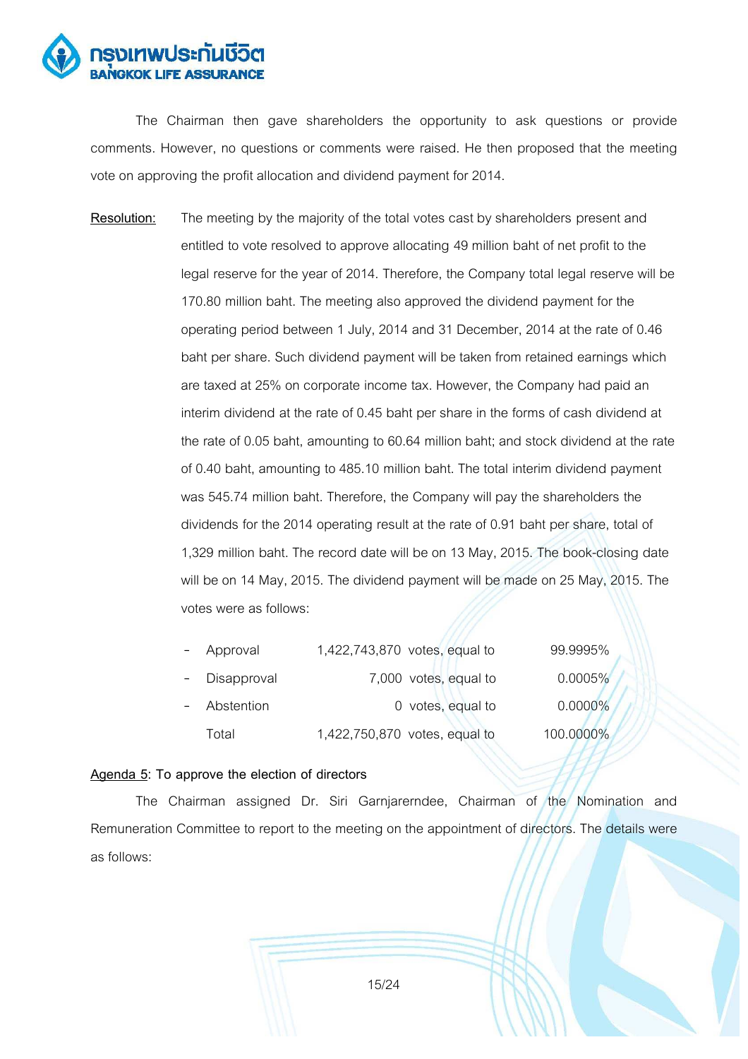The Chairman then gave shareholders the opportunity to ask questions or provide comments. However, no questions or comments were raised. He then proposed that the meeting vote on approving the profit allocation and dividend payment for 2014.

**Resolution:** The meeting by the majority of the total votes cast by shareholders present and entitled to vote resolved to approve allocating 49 million baht of net profit to the legal reserve for the year of 2014. Therefore, the Company total legal reserve will be 170.80 million baht. The meeting also approved the dividend payment for the operating period between 1 July, 2014 and 31 December, 2014 at the rate of 0.46 baht per share. Such dividend payment will be taken from retained earnings which are taxed at 25% on corporate income tax. However, the Company had paid an interim dividend at the rate of 0.45 baht per share in the forms of cash dividend at the rate of 0.05 baht, amounting to 60.64 million baht; and stock dividend at the rate of 0.40 baht, amounting to 485.10 million baht. The total interim dividend payment was 545.74 million baht. Therefore, the Company will pay the shareholders the dividends for the 2014 operating result at the rate of 0.91 baht per share, total of 1,329 million baht. The record date will be on 13 May, 2015. The book-closing date will be on 14 May, 2015. The dividend payment will be made on 25 May, 2015. The votes were as follows:

| | | | |
|---|---|---|---|
| - Approval | 1,422,743,870 | votes, equal to | 99.9995% |
| - Disapproval | 7,000 | votes, equal to | 0.0005% |
| - Abstention | 0 | votes, equal to | 0.0000% |
| Total | 1,422,750,870 | votes, equal to | 100.0000% |

**Agenda 5: To approve the election of directors**

The Chairman assigned Dr. Siri Garnjarerndee, Chairman of the Nomination and Remuneration Committee to report to the meeting on the appointment of directors. The details were as follows: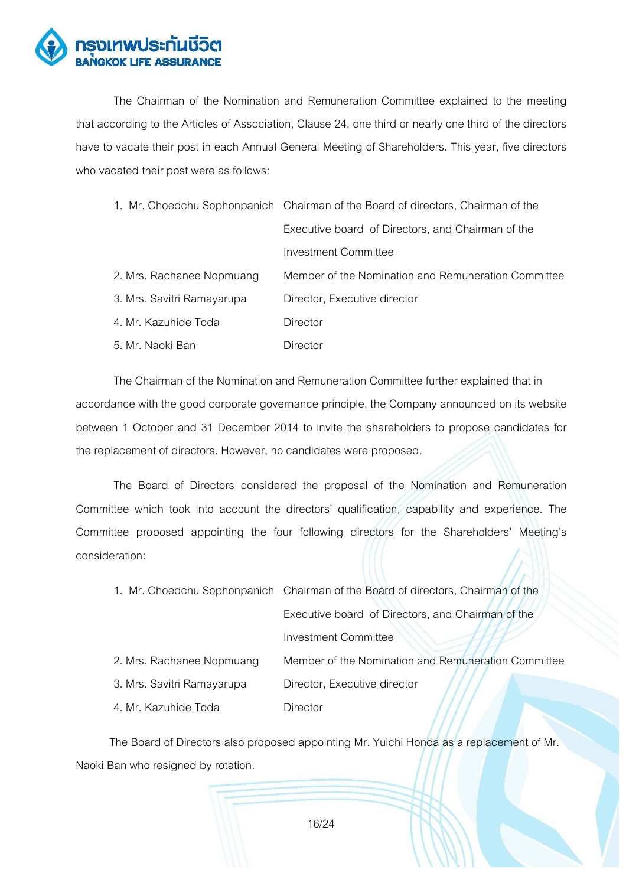The Chairman of the Nomination and Remuneration Committee explained to the meeting that according to the Articles of Association, Clause 24, one third or nearly one third of the directors have to vacate their post in each Annual General Meeting of Shareholders. This year, five directors who vacated their post were as follows:

| | |
|---|---|
| 1. Mr. Choedchu Sophonpanich | Chairman of the Board of directors, Chairman of the Executive board of Directors, and Chairman of the Investment Committee |
| 2. Mrs. Rachanee Nopmuang | Member of the Nomination and Remuneration Committee |
| 3. Mrs. Savitri Ramayarupa | Director, Executive director |
| 4. Mr. Kazuhide Toda | Director |
| 5. Mr. Naoki Ban | Director |

The Chairman of the Nomination and Remuneration Committee further explained that in accordance with the good corporate governance principle, the Company announced on its website between 1 October and 31 December 2014 to invite the shareholders to propose candidates for the replacement of directors. However, no candidates were proposed.

The Board of Directors considered the proposal of the Nomination and Remuneration Committee which took into account the directors' qualification, capability and experience. The Committee proposed appointing the four following directors for the Shareholders' Meeting's consideration:

| | |
|---|---|
| 1. Mr. Choedchu Sophonpanich | Chairman of the Board of directors, Chairman of the Executive board of Directors, and Chairman of the Investment Committee |
| 2. Mrs. Rachanee Nopmuang | Member of the Nomination and Remuneration Committee |
| 3. Mrs. Savitri Ramayarupa | Director, Executive director |
| 4. Mr. Kazuhide Toda | Director |

The Board of Directors also proposed appointing Mr. Yuichi Honda as a replacement of Mr. Naoki Ban who resigned by rotation.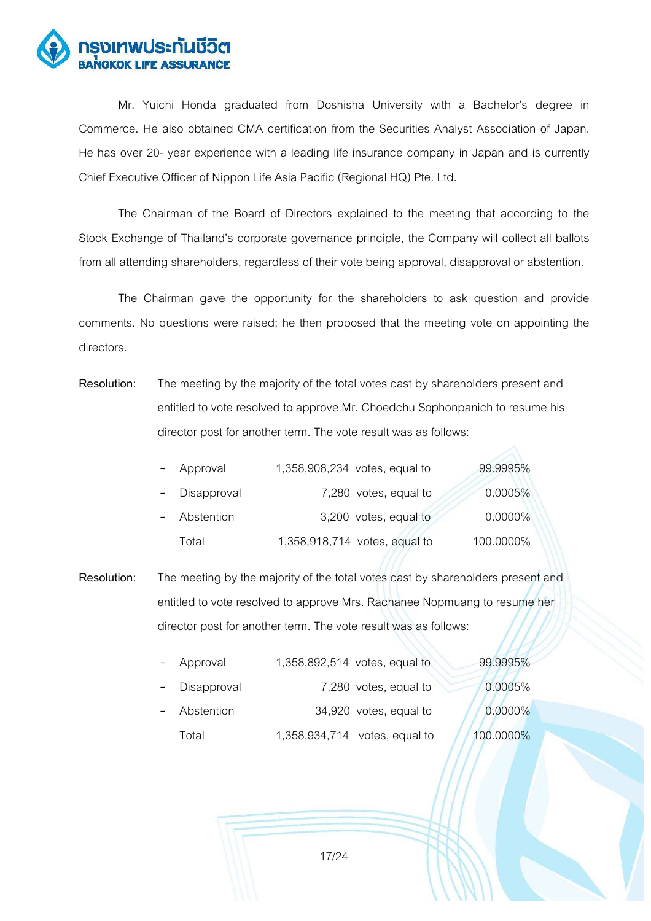Mr. Yuichi Honda graduated from Doshisha University with a Bachelor's degree in Commerce. He also obtained CMA certification from the Securities Analyst Association of Japan. He has over 20- year experience with a leading life insurance company in Japan and is currently Chief Executive Officer of Nippon Life Asia Pacific (Regional HQ) Pte. Ltd.

The Chairman of the Board of Directors explained to the meeting that according to the Stock Exchange of Thailand's corporate governance principle, the Company will collect all ballots from all attending shareholders, regardless of their vote being approval, disapproval or abstention.

The Chairman gave the opportunity for the shareholders to ask question and provide comments. No questions were raised; he then proposed that the meeting vote on appointing the directors.

**Resolution**: The meeting by the majority of the total votes cast by shareholders present and entitled to vote resolved to approve Mr. Choedchu Sophonpanich to resume his director post for another term. The vote result was as follows:

| | | | | |
|---|---|---|---|---|
| - | Approval | 1,358,908,234 | votes, equal to | 99.9995% |
| - | Disapproval | 7,280 | votes, equal to | 0.0005% |
| - | Abstention | 3,200 | votes, equal to | 0.0000% |
| | Total | 1,358,918,714 | votes, equal to | 100.0000% |

**Resolution**: The meeting by the majority of the total votes cast by shareholders present and entitled to vote resolved to approve Mrs. Rachanee Nopmuang to resume her director post for another term. The vote result was as follows:

| | | | | |
|---|---|---|---|---|
| - | Approval | 1,358,892,514 | votes, equal to | 99.9995% |
| - | Disapproval | 7,280 | votes, equal to | 0.0005% |
| - | Abstention | 34,920 | votes, equal to | 0.0000% |
| | Total | 1,358,934,714 | votes, equal to | 100.0000% |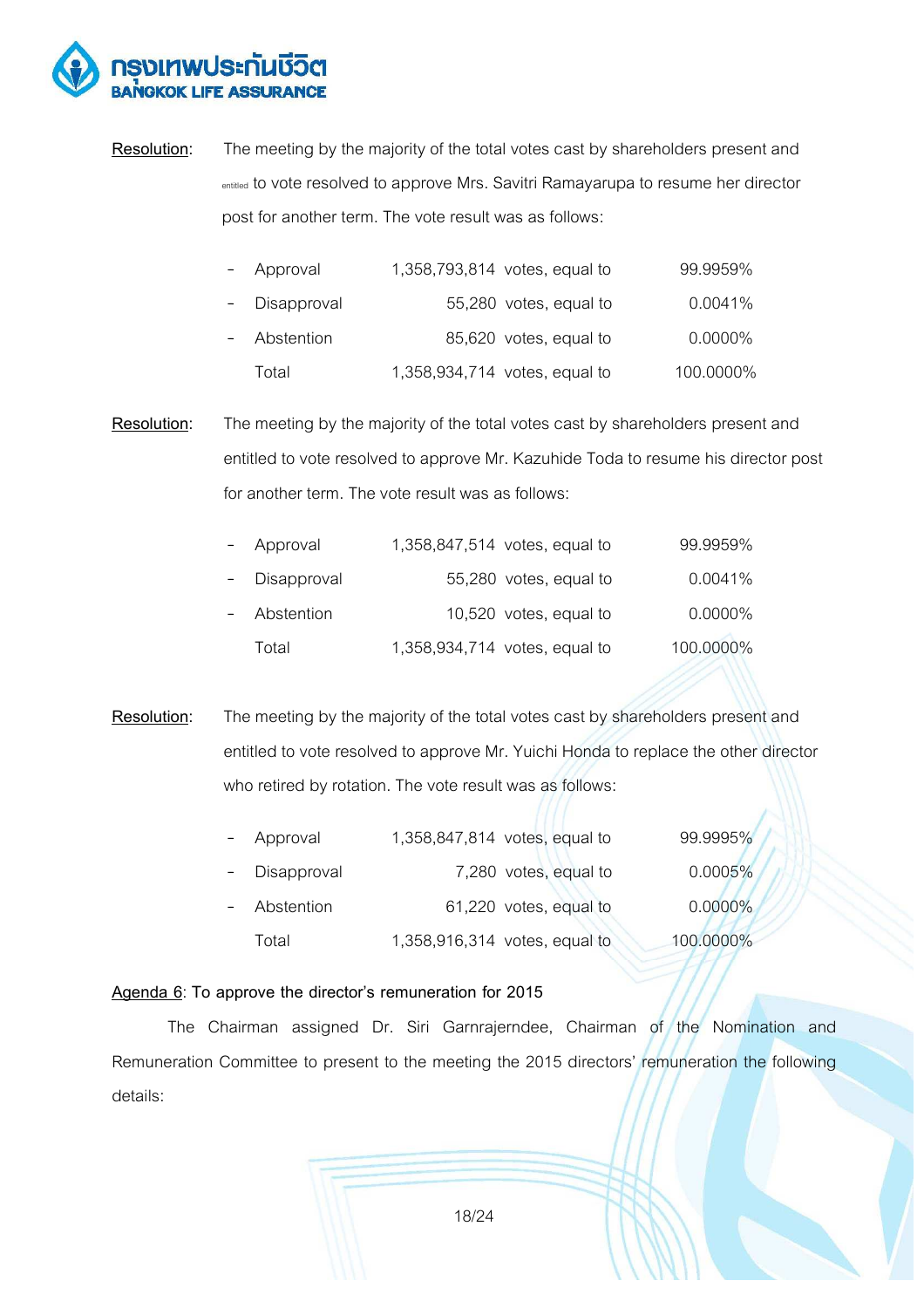**Resolution**: The meeting by the majority of the total votes cast by shareholders present and entitled to vote resolved to approve Mrs. Savitri Ramayarupa to resume her director post for another term. The vote result was as follows:

| | | | | |
|---|---|---|---|---|
| - | Approval | 1,358,793,814 | votes, equal to | 99.9959% |
| - | Disapproval | 55,280 | votes, equal to | 0.0041% |
| - | Abstention | 85,620 | votes, equal to | 0.0000% |
| | Total | 1,358,934,714 | votes, equal to | 100.0000% |

**Resolution**: The meeting by the majority of the total votes cast by shareholders present and entitled to vote resolved to approve Mr. Kazuhide Toda to resume his director post for another term. The vote result was as follows:

| | | | | |
|---|---|---|---|---|
| - | Approval | 1,358,847,514 | votes, equal to | 99.9959% |
| - | Disapproval | 55,280 | votes, equal to | 0.0041% |
| - | Abstention | 10,520 | votes, equal to | 0.0000% |
| | Total | 1,358,934,714 | votes, equal to | 100.0000% |

**Resolution**: The meeting by the majority of the total votes cast by shareholders present and entitled to vote resolved to approve Mr. Yuichi Honda to replace the other director who retired by rotation. The vote result was as follows:

| | | | | |
|---|---|---|---|---|
| - | Approval | 1,358,847,814 | votes, equal to | 99.9995% |
| - | Disapproval | 7,280 | votes, equal to | 0.0005% |
| - | Abstention | 61,220 | votes, equal to | 0.0000% |
| | Total | 1,358,916,314 | votes, equal to | 100.0000% |

**Agenda 6**: To approve the director's remuneration for 2015

The Chairman assigned Dr. Siri Garnrajerndee, Chairman of the Nomination and Remuneration Committee to present to the meeting the 2015 directors' remuneration the following details: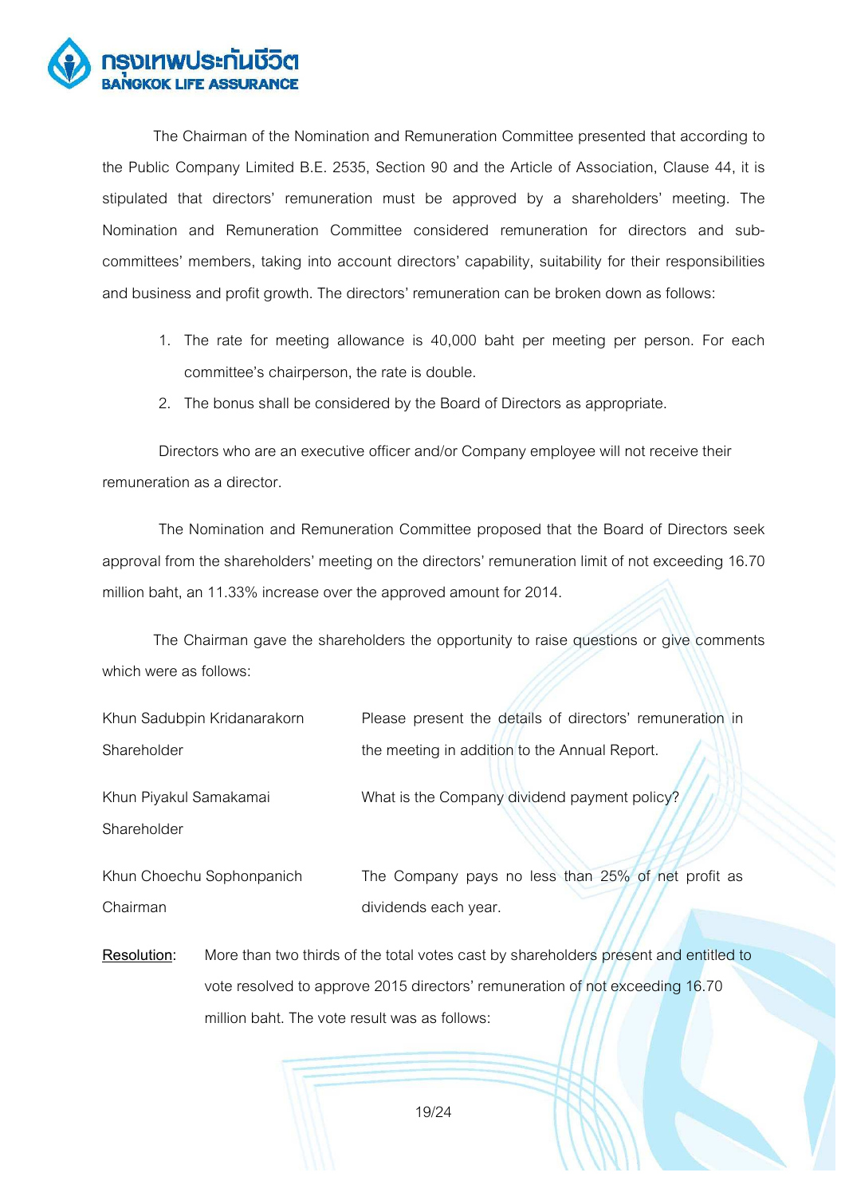The Chairman of the Nomination and Remuneration Committee presented that according to the Public Company Limited B.E. 2535, Section 90 and the Article of Association, Clause 44, it is stipulated that directors' remuneration must be approved by a shareholders' meeting. The Nomination and Remuneration Committee considered remuneration for directors and sub-committees' members, taking into account directors' capability, suitability for their responsibilities and business and profit growth. The directors' remuneration can be broken down as follows:

1. The rate for meeting allowance is 40,000 baht per meeting per person. For each committee's chairperson, the rate is double.
2. The bonus shall be considered by the Board of Directors as appropriate.

Directors who are an executive officer and/or Company employee will not receive their remuneration as a director.

The Nomination and Remuneration Committee proposed that the Board of Directors seek approval from the shareholders' meeting on the directors' remuneration limit of not exceeding 16.70 million baht, an 11.33% increase over the approved amount for 2014.

The Chairman gave the shareholders the opportunity to raise questions or give comments which were as follows:

| | |
|---|---|
| Khun Sadubpin Kridanarakorn<br>Shareholder | Please present the details of directors' remuneration in the meeting in addition to the Annual Report. |
| Khun Piyakul Samakamai<br>Shareholder | What is the Company dividend payment policy? |
| Khun Choechu Sophonpanich<br>Chairman | The Company pays no less than 25% of net profit as dividends each year. |

**Resolution**: More than two thirds of the total votes cast by shareholders present and entitled to vote resolved to approve 2015 directors' remuneration of not exceeding 16.70 million baht. The vote result was as follows: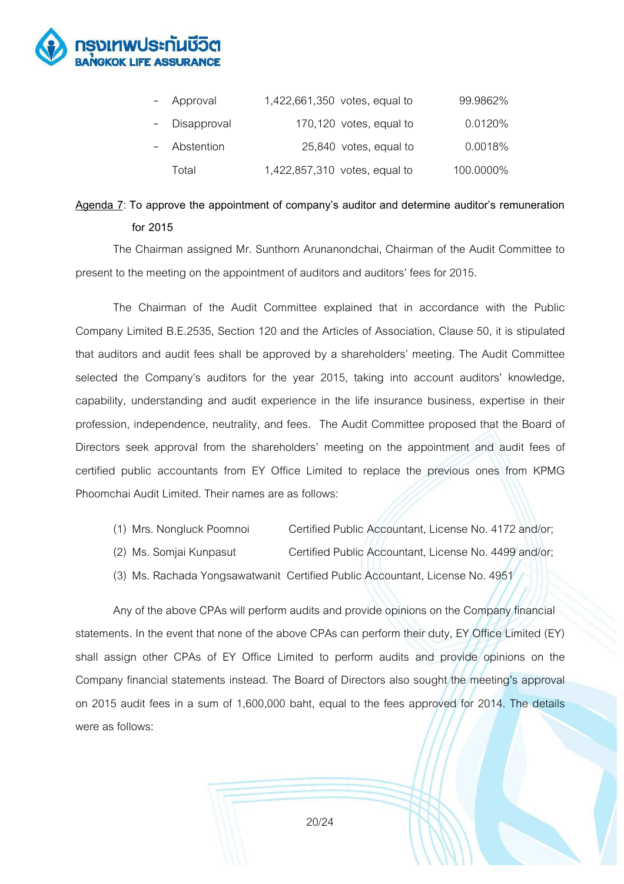| | | | | |
|---|---|---|---|---|
| - | Approval | 1,422,661,350 | votes, equal to | 99.9862% |
| - | Disapproval | 170,120 | votes, equal to | 0.0120% |
| - | Abstention | 25,840 | votes, equal to | 0.0018% |
| | Total | 1,422,857,310 | votes, equal to | 100.0000% |

**Agenda 7: To approve the appointment of company's auditor and determine auditor's remuneration for 2015**

The Chairman assigned Mr. Sunthorn Arunanondchai, Chairman of the Audit Committee to present to the meeting on the appointment of auditors and auditors' fees for 2015.

The Chairman of the Audit Committee explained that in accordance with the Public Company Limited B.E.2535, Section 120 and the Articles of Association, Clause 50, it is stipulated that auditors and audit fees shall be approved by a shareholders' meeting. The Audit Committee selected the Company's auditors for the year 2015, taking into account auditors' knowledge, capability, understanding and audit experience in the life insurance business, expertise in their profession, independence, neutrality, and fees. The Audit Committee proposed that the Board of Directors seek approval from the shareholders' meeting on the appointment and audit fees of certified public accountants from EY Office Limited to replace the previous ones from KPMG Phoomchai Audit Limited. Their names are as follows:

(1) Mrs. Nongluck Poomnoi — Certified Public Accountant, License No. 4172 and/or;
(2) Ms. Somjai Kunpasut — Certified Public Accountant, License No. 4499 and/or;
(3) Ms. Rachada Yongsawatwanit — Certified Public Accountant, License No. 4951

Any of the above CPAs will perform audits and provide opinions on the Company financial statements. In the event that none of the above CPAs can perform their duty, EY Office Limited (EY) shall assign other CPAs of EY Office Limited to perform audits and provide opinions on the Company financial statements instead. The Board of Directors also sought the meeting's approval on 2015 audit fees in a sum of 1,600,000 baht, equal to the fees approved for 2014. The details were as follows: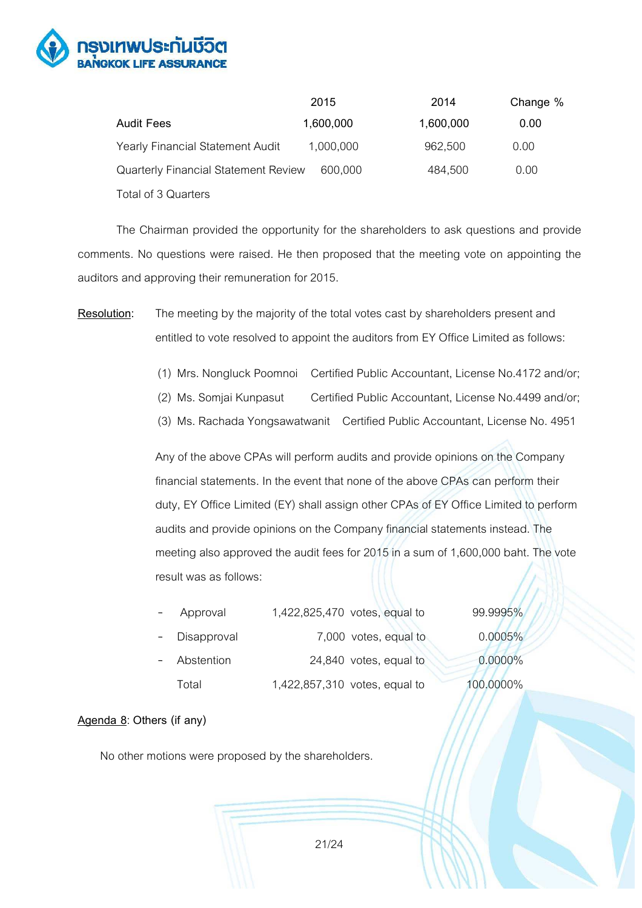| | 2015 | 2014 | Change % |
|---|---|---|---|
| Audit Fees | 1,600,000 | 1,600,000 | 0.00 |
| Yearly Financial Statement Audit | 1,000,000 | 962,500 | 0.00 |
| Quarterly Financial Statement Review Total of 3 Quarters | 600,000 | 484,500 | 0.00 |

The Chairman provided the opportunity for the shareholders to ask questions and provide comments. No questions were raised. He then proposed that the meeting vote on appointing the auditors and approving their remuneration for 2015.

<u>Resolution</u>: The meeting by the majority of the total votes cast by shareholders present and entitled to vote resolved to appoint the auditors from EY Office Limited as follows:

(1) Mrs. Nongluck Poomnoi Certified Public Accountant, License No.4172 and/or;

(2) Ms. Somjai Kunpasut Certified Public Accountant, License No.4499 and/or;

(3) Ms. Rachada Yongsawatwanit Certified Public Accountant, License No. 4951

Any of the above CPAs will perform audits and provide opinions on the Company financial statements. In the event that none of the above CPAs can perform their duty, EY Office Limited (EY) shall assign other CPAs of EY Office Limited to perform audits and provide opinions on the Company financial statements instead. The meeting also approved the audit fees for 2015 in a sum of 1,600,000 baht. The vote result was as follows:

| | | | | |
|---|---|---|---|---|
| - | Approval | 1,422,825,470 | votes, equal to | 99.9995% |
| - | Disapproval | 7,000 | votes, equal to | 0.0005% |
| - | Abstention | 24,840 | votes, equal to | 0.0000% |
| | Total | 1,422,857,310 | votes, equal to | 100.0000% |

<u>Agenda 8</u>: Others (if any)

No other motions were proposed by the shareholders.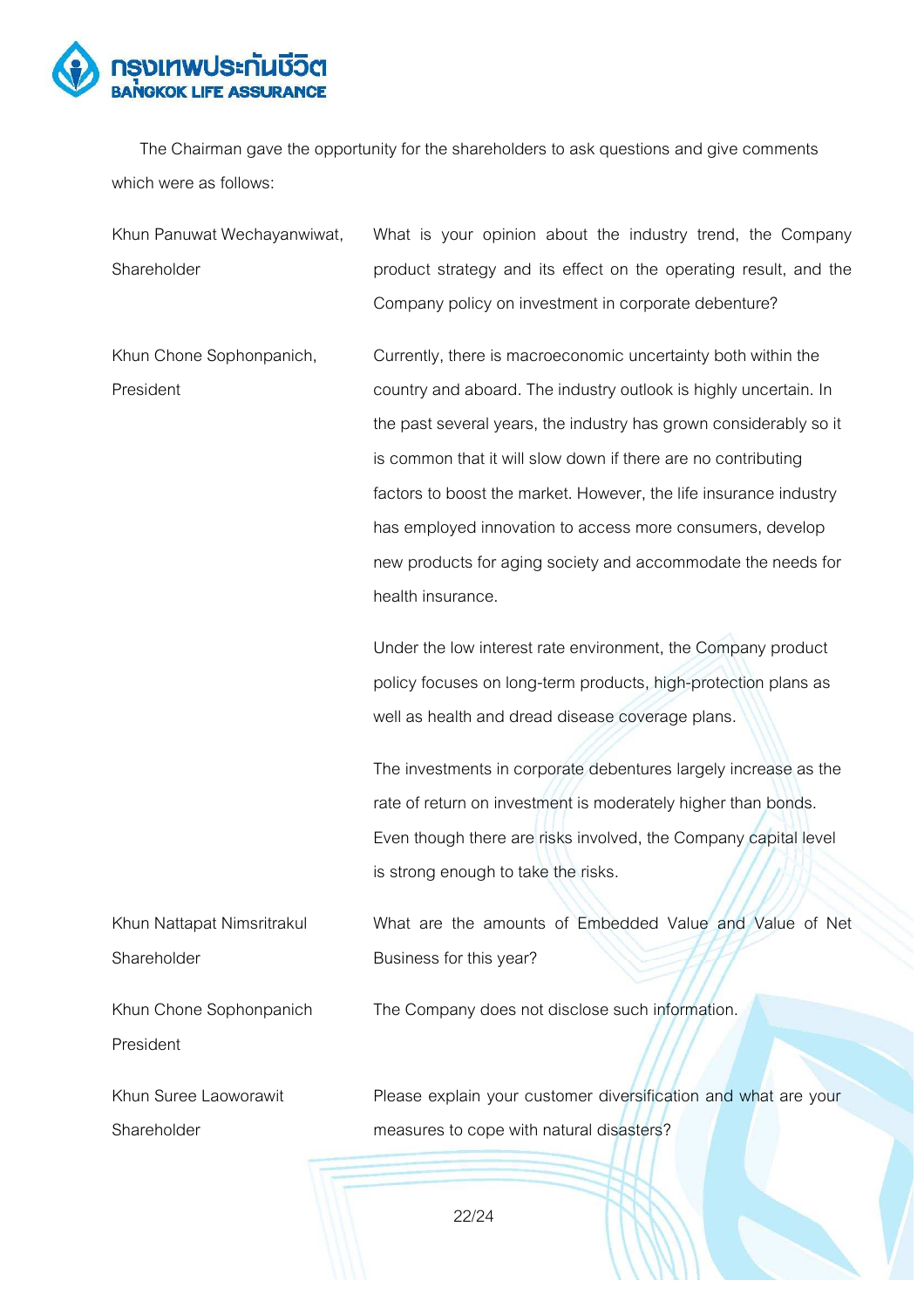The Chairman gave the opportunity for the shareholders to ask questions and give comments which were as follows:

| | |
|---|---|
| Khun Panuwat Wechayanwiwat, Shareholder | What is your opinion about the industry trend, the Company product strategy and its effect on the operating result, and the Company policy on investment in corporate debenture? |
| Khun Chone Sophonpanich, President | Currently, there is macroeconomic uncertainty both within the country and aboard. The industry outlook is highly uncertain. In the past several years, the industry has grown considerably so it is common that it will slow down if there are no contributing factors to boost the market. However, the life insurance industry has employed innovation to access more consumers, develop new products for aging society and accommodate the needs for health insurance.<br><br>Under the low interest rate environment, the Company product policy focuses on long-term products, high-protection plans as well as health and dread disease coverage plans.<br><br>The investments in corporate debentures largely increase as the rate of return on investment is moderately higher than bonds. Even though there are risks involved, the Company capital level is strong enough to take the risks. |
| Khun Nattapat Nimsritrakul Shareholder | What are the amounts of Embedded Value and Value of Net Business for this year? |
| Khun Chone Sophonpanich President | The Company does not disclose such information. |
| Khun Suree Laoworawit Shareholder | Please explain your customer diversification and what are your measures to cope with natural disasters? |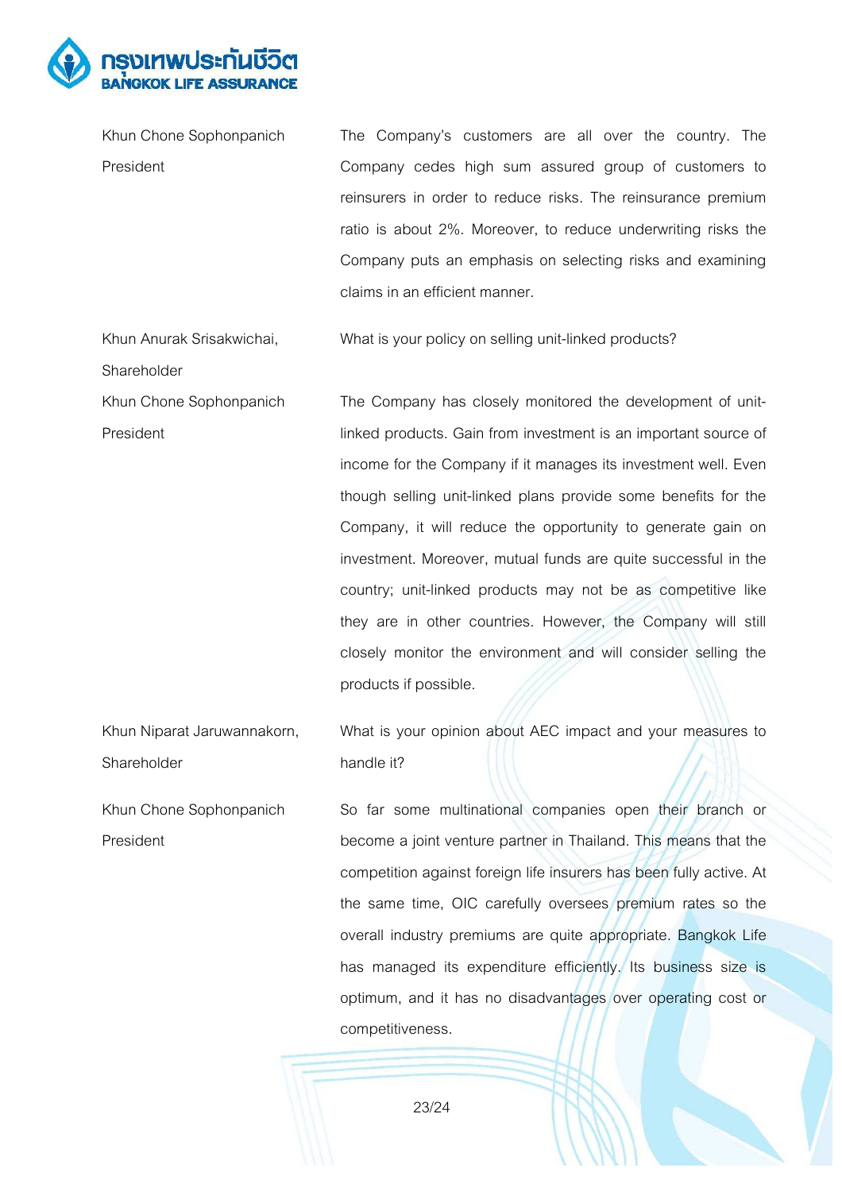| | |
|---|---|
| Khun Chone Sophonpanich<br>President | The Company's customers are all over the country. The Company cedes high sum assured group of customers to reinsurers in order to reduce risks. The reinsurance premium ratio is about 2%. Moreover, to reduce underwriting risks the Company puts an emphasis on selecting risks and examining claims in an efficient manner. |
| Khun Anurak Srisakwichai,<br>Shareholder | What is your policy on selling unit-linked products? |
| Khun Chone Sophonpanich<br>President | The Company has closely monitored the development of unit-linked products. Gain from investment is an important source of income for the Company if it manages its investment well. Even though selling unit-linked plans provide some benefits for the Company, it will reduce the opportunity to generate gain on investment. Moreover, mutual funds are quite successful in the country; unit-linked products may not be as competitive like they are in other countries. However, the Company will still closely monitor the environment and will consider selling the products if possible. |
| Khun Niparat Jaruwannakorn,<br>Shareholder | What is your opinion about AEC impact and your measures to handle it? |
| Khun Chone Sophonpanich<br>President | So far some multinational companies open their branch or become a joint venture partner in Thailand. This means that the competition against foreign life insurers has been fully active. At the same time, OIC carefully oversees premium rates so the overall industry premiums are quite appropriate. Bangkok Life has managed its expenditure efficiently. Its business size is optimum, and it has no disadvantages over operating cost or competitiveness. |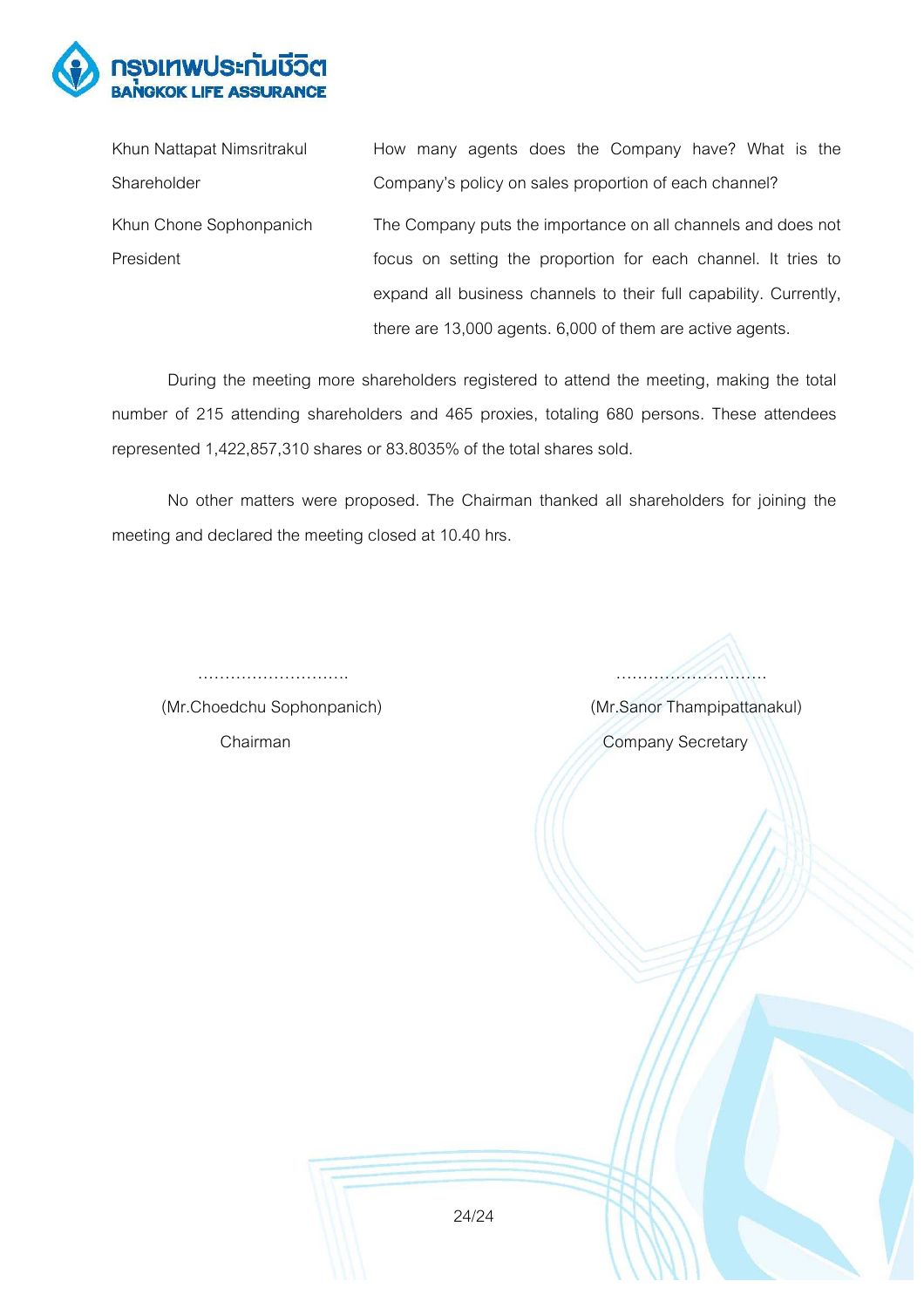Khun Nattapat Nimsritrakul
Shareholder

How many agents does the Company have? What is the Company's policy on sales proportion of each channel?

Khun Chone Sophonpanich
President

The Company puts the importance on all channels and does not focus on setting the proportion for each channel. It tries to expand all business channels to their full capability. Currently, there are 13,000 agents. 6,000 of them are active agents.

During the meeting more shareholders registered to attend the meeting, making the total number of 215 attending shareholders and 465 proxies, totaling 680 persons. These attendees represented 1,422,857,310 shares or 83.8035% of the total shares sold.

No other matters were proposed. The Chairman thanked all shareholders for joining the meeting and declared the meeting closed at 10.40 hrs.

………………………

(Mr.Choedchu Sophonpanich)

Chairman

………………………

(Mr.Sanor Thampipattanakul)

Company Secretary